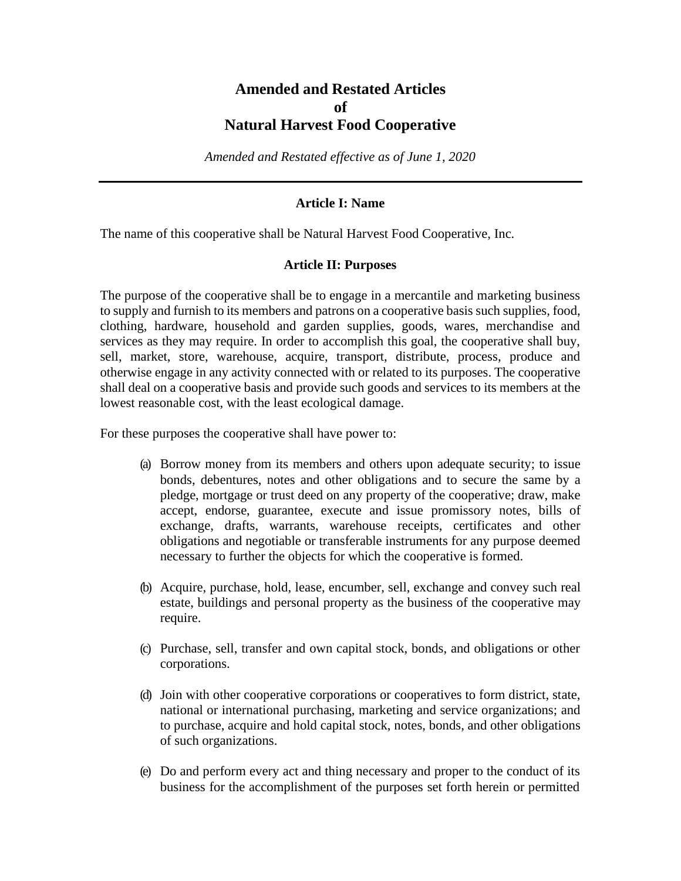# Amended and Restated Articles of Natural Harvest Food Cooperative

*Amended and Restated effective as of June 1, 2020*

---

## Article I: Name

The name of this cooperative shall be Natural Harvest Food Cooperative, Inc.

## Article II: Purposes

The purpose of the cooperative shall be to engage in a mercantile and marketing business to supply and furnish to its members and patrons on a cooperative basis such supplies, food, clothing, hardware, household and garden supplies, goods, wares, merchandise and services as they may require. In order to accomplish this goal, the cooperative shall buy, sell, market, store, warehouse, acquire, transport, distribute, process, produce and otherwise engage in any activity connected with or related to its purposes. The cooperative shall deal on a cooperative basis and provide such goods and services to its members at the lowest reasonable cost, with the least ecological damage.

For these purposes the cooperative shall have power to:

(a) Borrow money from its members and others upon adequate security; to issue bonds, debentures, notes and other obligations and to secure the same by a pledge, mortgage or trust deed on any property of the cooperative; draw, make accept, endorse, guarantee, execute and issue promissory notes, bills of exchange, drafts, warrants, warehouse receipts, certificates and other obligations and negotiable or transferable instruments for any purpose deemed necessary to further the objects for which the cooperative is formed.

(b) Acquire, purchase, hold, lease, encumber, sell, exchange and convey such real estate, buildings and personal property as the business of the cooperative may require.

(c) Purchase, sell, transfer and own capital stock, bonds, and obligations or other corporations.

(d) Join with other cooperative corporations or cooperatives to form district, state, national or international purchasing, marketing and service organizations; and to purchase, acquire and hold capital stock, notes, bonds, and other obligations of such organizations.

(e) Do and perform every act and thing necessary and proper to the conduct of its business for the accomplishment of the purposes set forth herein or permitted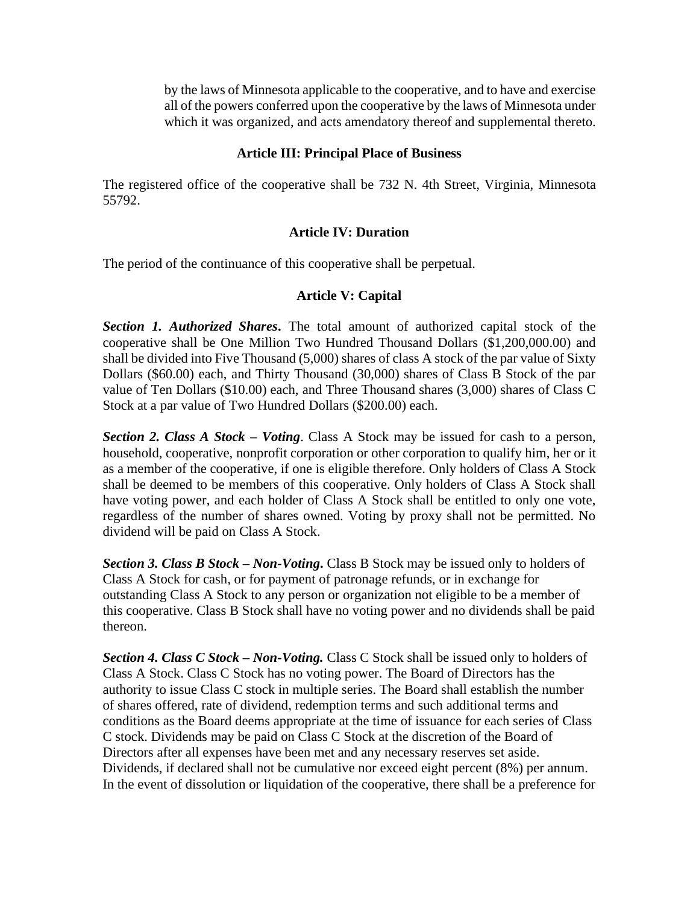by the laws of Minnesota applicable to the cooperative, and to have and exercise all of the powers conferred upon the cooperative by the laws of Minnesota under which it was organized, and acts amendatory thereof and supplemental thereto.

## Article III: Principal Place of Business

The registered office of the cooperative shall be 732 N. 4th Street, Virginia, Minnesota 55792.

## Article IV: Duration

The period of the continuance of this cooperative shall be perpetual.

## Article V: Capital

***Section 1. Authorized Shares*.** The total amount of authorized capital stock of the cooperative shall be One Million Two Hundred Thousand Dollars ($1,200,000.00) and shall be divided into Five Thousand (5,000) shares of class A stock of the par value of Sixty Dollars ($60.00) each, and Thirty Thousand (30,000) shares of Class B Stock of the par value of Ten Dollars ($10.00) each, and Three Thousand shares (3,000) shares of Class C Stock at a par value of Two Hundred Dollars ($200.00) each.

***Section 2. Class A Stock – Voting*.** Class A Stock may be issued for cash to a person, household, cooperative, nonprofit corporation or other corporation to qualify him, her or it as a member of the cooperative, if one is eligible therefore. Only holders of Class A Stock shall be deemed to be members of this cooperative. Only holders of Class A Stock shall have voting power, and each holder of Class A Stock shall be entitled to only one vote, regardless of the number of shares owned. Voting by proxy shall not be permitted. No dividend will be paid on Class A Stock.

***Section 3. Class B Stock – Non-Voting*.** Class B Stock may be issued only to holders of Class A Stock for cash, or for payment of patronage refunds, or in exchange for outstanding Class A Stock to any person or organization not eligible to be a member of this cooperative. Class B Stock shall have no voting power and no dividends shall be paid thereon.

***Section 4. Class C Stock – Non-Voting.*** Class C Stock shall be issued only to holders of Class A Stock. Class C Stock has no voting power. The Board of Directors has the authority to issue Class C stock in multiple series. The Board shall establish the number of shares offered, rate of dividend, redemption terms and such additional terms and conditions as the Board deems appropriate at the time of issuance for each series of Class C stock. Dividends may be paid on Class C Stock at the discretion of the Board of Directors after all expenses have been met and any necessary reserves set aside. Dividends, if declared shall not be cumulative nor exceed eight percent (8%) per annum. In the event of dissolution or liquidation of the cooperative, there shall be a preference for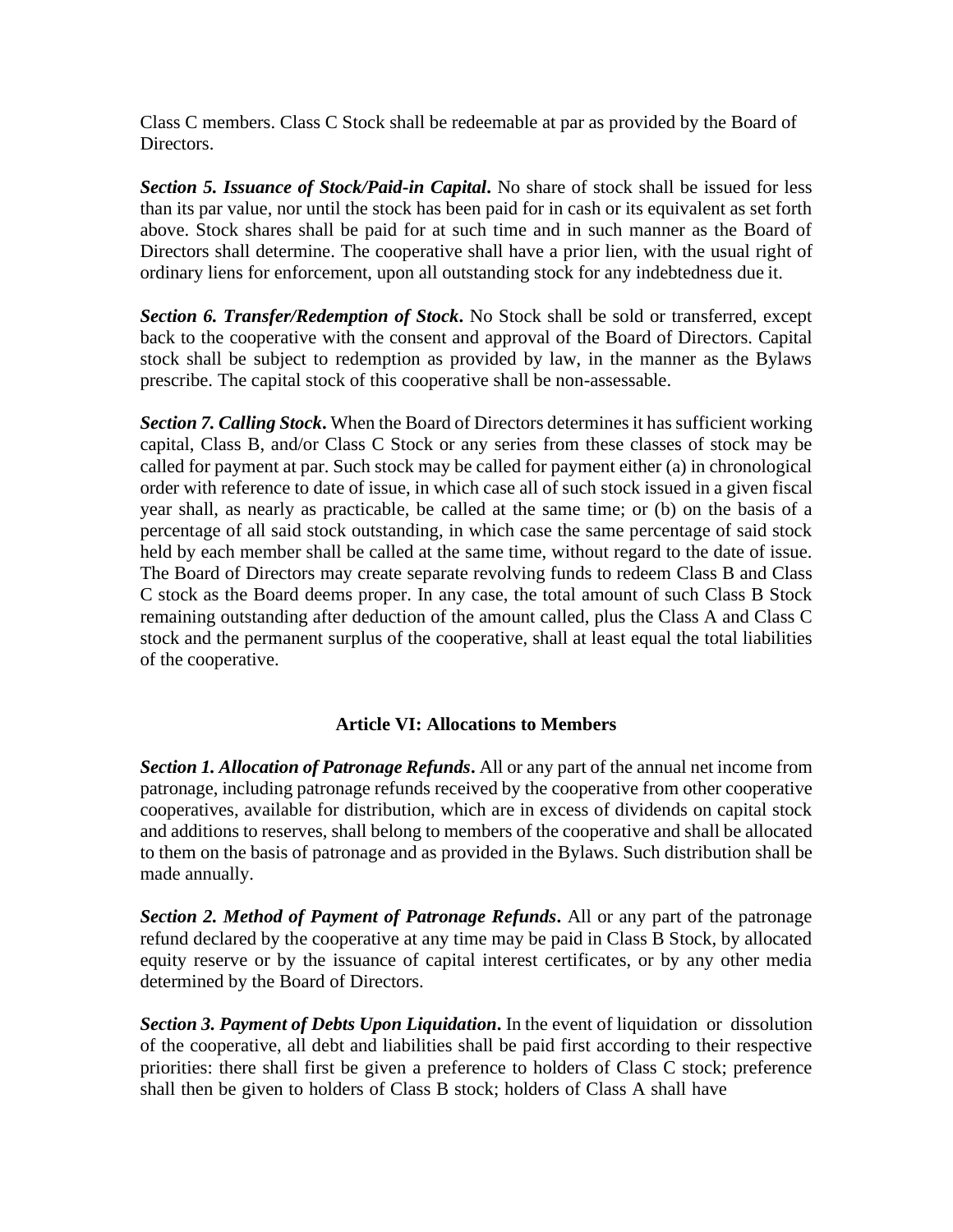Class C members. Class C Stock shall be redeemable at par as provided by the Board of Directors.

***Section 5. Issuance of Stock/Paid-in Capital*.** No share of stock shall be issued for less than its par value, nor until the stock has been paid for in cash or its equivalent as set forth above. Stock shares shall be paid for at such time and in such manner as the Board of Directors shall determine. The cooperative shall have a prior lien, with the usual right of ordinary liens for enforcement, upon all outstanding stock for any indebtedness due it.

***Section 6. Transfer/Redemption of Stock*.** No Stock shall be sold or transferred, except back to the cooperative with the consent and approval of the Board of Directors. Capital stock shall be subject to redemption as provided by law, in the manner as the Bylaws prescribe. The capital stock of this cooperative shall be non-assessable.

***Section 7. Calling Stock*.** When the Board of Directors determines it has sufficient working capital, Class B, and/or Class C Stock or any series from these classes of stock may be called for payment at par. Such stock may be called for payment either (a) in chronological order with reference to date of issue, in which case all of such stock issued in a given fiscal year shall, as nearly as practicable, be called at the same time; or (b) on the basis of a percentage of all said stock outstanding, in which case the same percentage of said stock held by each member shall be called at the same time, without regard to the date of issue. The Board of Directors may create separate revolving funds to redeem Class B and Class C stock as the Board deems proper. In any case, the total amount of such Class B Stock remaining outstanding after deduction of the amount called, plus the Class A and Class C stock and the permanent surplus of the cooperative, shall at least equal the total liabilities of the cooperative.

## Article VI: Allocations to Members

***Section 1. Allocation of Patronage Refunds*.** All or any part of the annual net income from patronage, including patronage refunds received by the cooperative from other cooperative cooperatives, available for distribution, which are in excess of dividends on capital stock and additions to reserves, shall belong to members of the cooperative and shall be allocated to them on the basis of patronage and as provided in the Bylaws. Such distribution shall be made annually.

***Section 2. Method of Payment of Patronage Refunds*.** All or any part of the patronage refund declared by the cooperative at any time may be paid in Class B Stock, by allocated equity reserve or by the issuance of capital interest certificates, or by any other media determined by the Board of Directors.

***Section 3. Payment of Debts Upon Liquidation*.** In the event of liquidation or dissolution of the cooperative, all debt and liabilities shall be paid first according to their respective priorities: there shall first be given a preference to holders of Class C stock; preference shall then be given to holders of Class B stock; holders of Class A shall have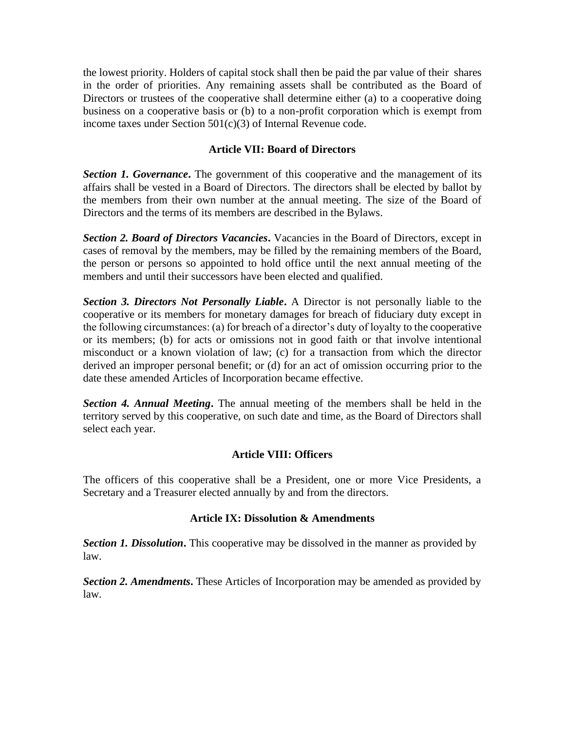the lowest priority. Holders of capital stock shall then be paid the par value of their shares in the order of priorities. Any remaining assets shall be contributed as the Board of Directors or trustees of the cooperative shall determine either (a) to a cooperative doing business on a cooperative basis or (b) to a non-profit corporation which is exempt from income taxes under Section 501(c)(3) of Internal Revenue code.

## Article VII: Board of Directors

***Section 1. Governance*.** The government of this cooperative and the management of its affairs shall be vested in a Board of Directors. The directors shall be elected by ballot by the members from their own number at the annual meeting. The size of the Board of Directors and the terms of its members are described in the Bylaws.

***Section 2. Board of Directors Vacancies*.** Vacancies in the Board of Directors, except in cases of removal by the members, may be filled by the remaining members of the Board, the person or persons so appointed to hold office until the next annual meeting of the members and until their successors have been elected and qualified.

***Section 3. Directors Not Personally Liable*.** A Director is not personally liable to the cooperative or its members for monetary damages for breach of fiduciary duty except in the following circumstances: (a) for breach of a director's duty of loyalty to the cooperative or its members; (b) for acts or omissions not in good faith or that involve intentional misconduct or a known violation of law; (c) for a transaction from which the director derived an improper personal benefit; or (d) for an act of omission occurring prior to the date these amended Articles of Incorporation became effective.

***Section 4. Annual Meeting*.** The annual meeting of the members shall be held in the territory served by this cooperative, on such date and time, as the Board of Directors shall select each year.

## Article VIII: Officers

The officers of this cooperative shall be a President, one or more Vice Presidents, a Secretary and a Treasurer elected annually by and from the directors.

## Article IX: Dissolution & Amendments

***Section 1. Dissolution*.** This cooperative may be dissolved in the manner as provided by law.

***Section 2. Amendments*.** These Articles of Incorporation may be amended as provided by law.